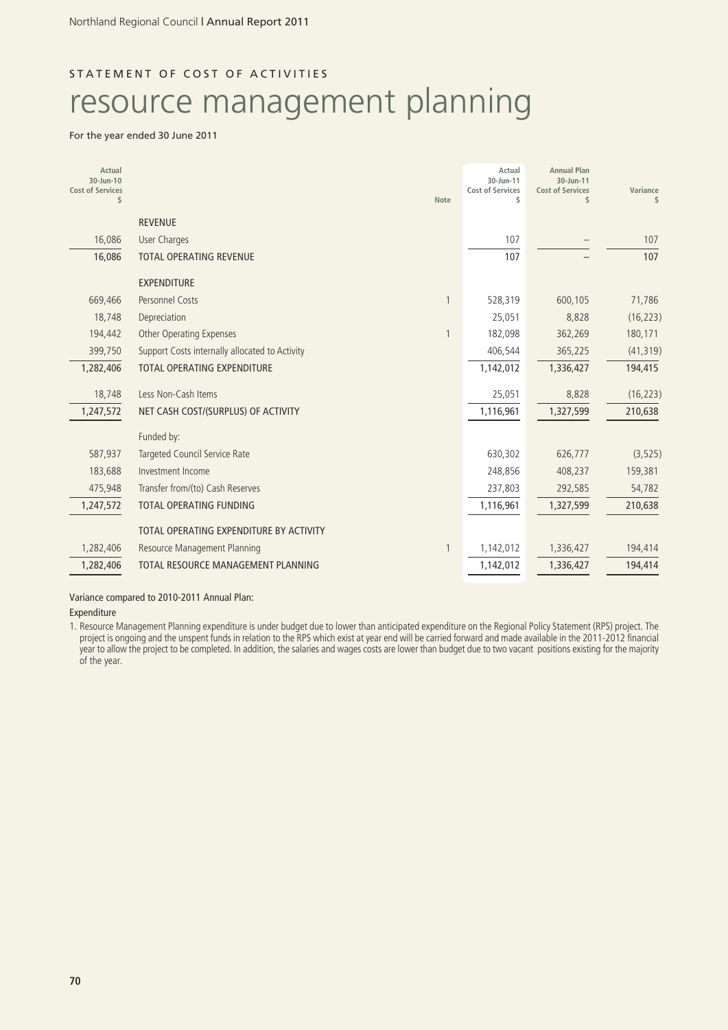STATEMENT OF COST OF ACTIVITIES

# resource management planning

For the year ended 30 June 2011

| Actual 30-Jun-10 Cost of Services $ | | Note | Actual 30-Jun-11 Cost of Services $ | Annual Plan 30-Jun-11 Cost of Services $ | Variance $ |
|---|---|---|---|---|---|
| | REVENUE | | | | |
| 16,086 | User Charges | | 107 | – | 107 |
| 16,086 | TOTAL OPERATING REVENUE | | 107 | – | 107 |
| | EXPENDITURE | | | | |
| 669,466 | Personnel Costs | 1 | 528,319 | 600,105 | 71,786 |
| 18,748 | Depreciation | | 25,051 | 8,828 | (16,223) |
| 194,442 | Other Operating Expenses | 1 | 182,098 | 362,269 | 180,171 |
| 399,750 | Support Costs internally allocated to Activity | | 406,544 | 365,225 | (41,319) |
| 1,282,406 | TOTAL OPERATING EXPENDITURE | | 1,142,012 | 1,336,427 | 194,415 |
| 18,748 | Less Non-Cash Items | | 25,051 | 8,828 | (16,223) |
| 1,247,572 | NET CASH COST/(SURPLUS) OF ACTIVITY | | 1,116,961 | 1,327,599 | 210,638 |
| | Funded by: | | | | |
| 587,937 | Targeted Council Service Rate | | 630,302 | 626,777 | (3,525) |
| 183,688 | Investment Income | | 248,856 | 408,237 | 159,381 |
| 475,948 | Transfer from/(to) Cash Reserves | | 237,803 | 292,585 | 54,782 |
| 1,247,572 | TOTAL OPERATING FUNDING | | 1,116,961 | 1,327,599 | 210,638 |
| | TOTAL OPERATING EXPENDITURE BY ACTIVITY | | | | |
| 1,282,406 | Resource Management Planning | 1 | 1,142,012 | 1,336,427 | 194,414 |
| 1,282,406 | TOTAL RESOURCE MANAGEMENT PLANNING | | 1,142,012 | 1,336,427 | 194,414 |

Variance compared to 2010-2011 Annual Plan:

Expenditure

1. Resource Management Planning expenditure is under budget due to lower than anticipated expenditure on the Regional Policy Statement (RPS) project. The project is ongoing and the unspent funds in relation to the RPS which exist at year end will be carried forward and made available in the 2011-2012 financial year to allow the project to be completed. In addition, the salaries and wages costs are lower than budget due to two vacant positions existing for the majority of the year.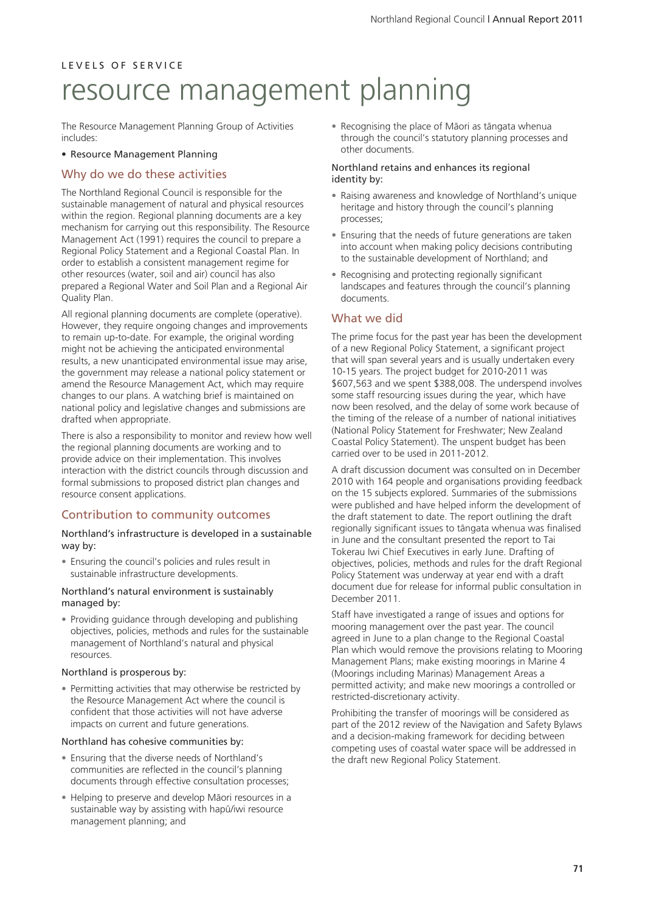LEVELS OF SERVICE

# resource management planning

The Resource Management Planning Group of Activities includes:

- Resource Management Planning

## Why do we do these activities

The Northland Regional Council is responsible for the sustainable management of natural and physical resources within the region. Regional planning documents are a key mechanism for carrying out this responsibility. The Resource Management Act (1991) requires the council to prepare a Regional Policy Statement and a Regional Coastal Plan. In order to establish a consistent management regime for other resources (water, soil and air) council has also prepared a Regional Water and Soil Plan and a Regional Air Quality Plan.

All regional planning documents are complete (operative). However, they require ongoing changes and improvements to remain up-to-date. For example, the original wording might not be achieving the anticipated environmental results, a new unanticipated environmental issue may arise, the government may release a national policy statement or amend the Resource Management Act, which may require changes to our plans. A watching brief is maintained on national policy and legislative changes and submissions are drafted when appropriate.

There is also a responsibility to monitor and review how well the regional planning documents are working and to provide advice on their implementation. This involves interaction with the district councils through discussion and formal submissions to proposed district plan changes and resource consent applications.

## Contribution to community outcomes

Northland's infrastructure is developed in a sustainable way by:

- Ensuring the council's policies and rules result in sustainable infrastructure developments.

Northland's natural environment is sustainably managed by:

- Providing guidance through developing and publishing objectives, policies, methods and rules for the sustainable management of Northland's natural and physical resources.

Northland is prosperous by:

- Permitting activities that may otherwise be restricted by the Resource Management Act where the council is confident that those activities will not have adverse impacts on current and future generations.

Northland has cohesive communities by:

- Ensuring that the diverse needs of Northland's communities are reflected in the council's planning documents through effective consultation processes;
- Helping to preserve and develop Māori resources in a sustainable way by assisting with hapū/iwi resource management planning; and
- Recognising the place of Māori as tāngata whenua through the council's statutory planning processes and other documents.

Northland retains and enhances its regional identity by:

- Raising awareness and knowledge of Northland's unique heritage and history through the council's planning processes;
- Ensuring that the needs of future generations are taken into account when making policy decisions contributing to the sustainable development of Northland; and
- Recognising and protecting regionally significant landscapes and features through the council's planning documents.

## What we did

The prime focus for the past year has been the development of a new Regional Policy Statement, a significant project that will span several years and is usually undertaken every 10-15 years. The project budget for 2010-2011 was $607,563 and we spent $388,008. The underspend involves some staff resourcing issues during the year, which have now been resolved, and the delay of some work because of the timing of the release of a number of national initiatives (National Policy Statement for Freshwater; New Zealand Coastal Policy Statement). The unspent budget has been carried over to be used in 2011-2012.

A draft discussion document was consulted on in December 2010 with 164 people and organisations providing feedback on the 15 subjects explored. Summaries of the submissions were published and have helped inform the development of the draft statement to date. The report outlining the draft regionally significant issues to tāngata whenua was finalised in June and the consultant presented the report to Tai Tokerau Iwi Chief Executives in early June. Drafting of objectives, policies, methods and rules for the draft Regional Policy Statement was underway at year end with a draft document due for release for informal public consultation in December 2011.

Staff have investigated a range of issues and options for mooring management over the past year. The council agreed in June to a plan change to the Regional Coastal Plan which would remove the provisions relating to Mooring Management Plans; make existing moorings in Marine 4 (Moorings including Marinas) Management Areas a permitted activity; and make new moorings a controlled or restricted-discretionary activity.

Prohibiting the transfer of moorings will be considered as part of the 2012 review of the Navigation and Safety Bylaws and a decision-making framework for deciding between competing uses of coastal water space will be addressed in the draft new Regional Policy Statement.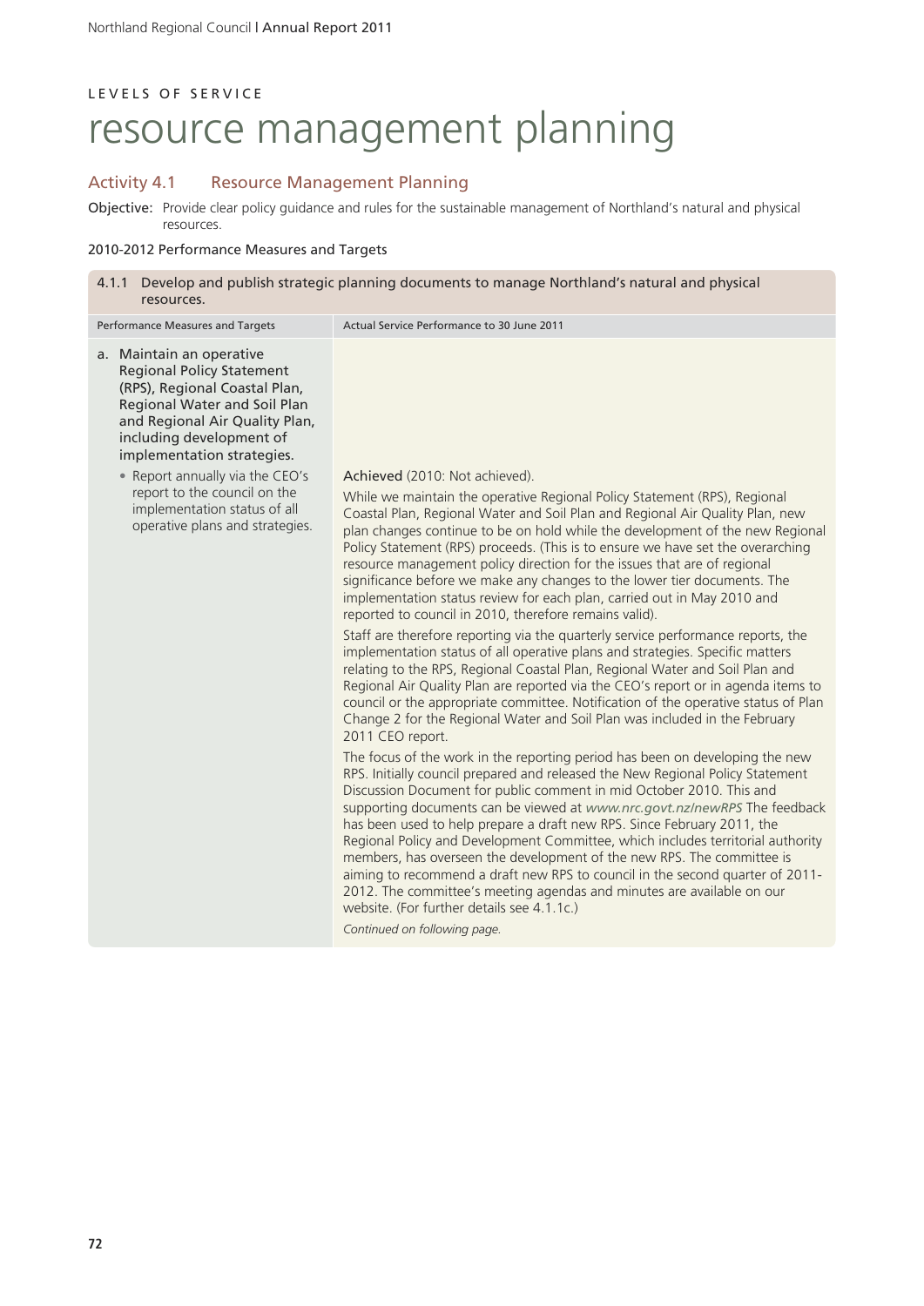LEVELS OF SERVICE

# resource management planning

## Activity 4.1 Resource Management Planning

**Objective:** Provide clear policy guidance and rules for the sustainable management of Northland's natural and physical resources.

2010-2012 Performance Measures and Targets

| 4.1.1 Develop and publish strategic planning documents to manage Northland's natural and physical resources. | |
|---|---|
| Performance Measures and Targets | Actual Service Performance to 30 June 2011 |
| a. Maintain an operative Regional Policy Statement (RPS), Regional Coastal Plan, Regional Water and Soil Plan and Regional Air Quality Plan, including development of implementation strategies.<br>• Report annually via the CEO's report to the council on the implementation status of all operative plans and strategies. | Achieved (2010: Not achieved).<br><br>While we maintain the operative Regional Policy Statement (RPS), Regional Coastal Plan, Regional Water and Soil Plan and Regional Air Quality Plan, new plan changes continue to be on hold while the development of the new Regional Policy Statement (RPS) proceeds. (This is to ensure we have set the overarching resource management policy direction for the issues that are of regional significance before we make any changes to the lower tier documents. The implementation status review for each plan, carried out in May 2010 and reported to council in 2010, therefore remains valid).<br><br>Staff are therefore reporting via the quarterly service performance reports, the implementation status of all operative plans and strategies. Specific matters relating to the RPS, Regional Coastal Plan, Regional Water and Soil Plan and Regional Air Quality Plan are reported via the CEO's report or in agenda items to council or the appropriate committee. Notification of the operative status of Plan Change 2 for the Regional Water and Soil Plan was included in the February 2011 CEO report.<br><br>The focus of the work in the reporting period has been on developing the new RPS. Initially council prepared and released the New Regional Policy Statement Discussion Document for public comment in mid October 2010. This and supporting documents can be viewed at *www.nrc.govt.nz/newRPS* The feedback has been used to help prepare a draft new RPS. Since February 2011, the Regional Policy and Development Committee, which includes territorial authority members, has overseen the development of the new RPS. The committee is aiming to recommend a draft new RPS to council in the second quarter of 2011-2012. The committee's meeting agendas and minutes are available on our website. (For further details see 4.1.1c.)<br><br>*Continued on following page.* |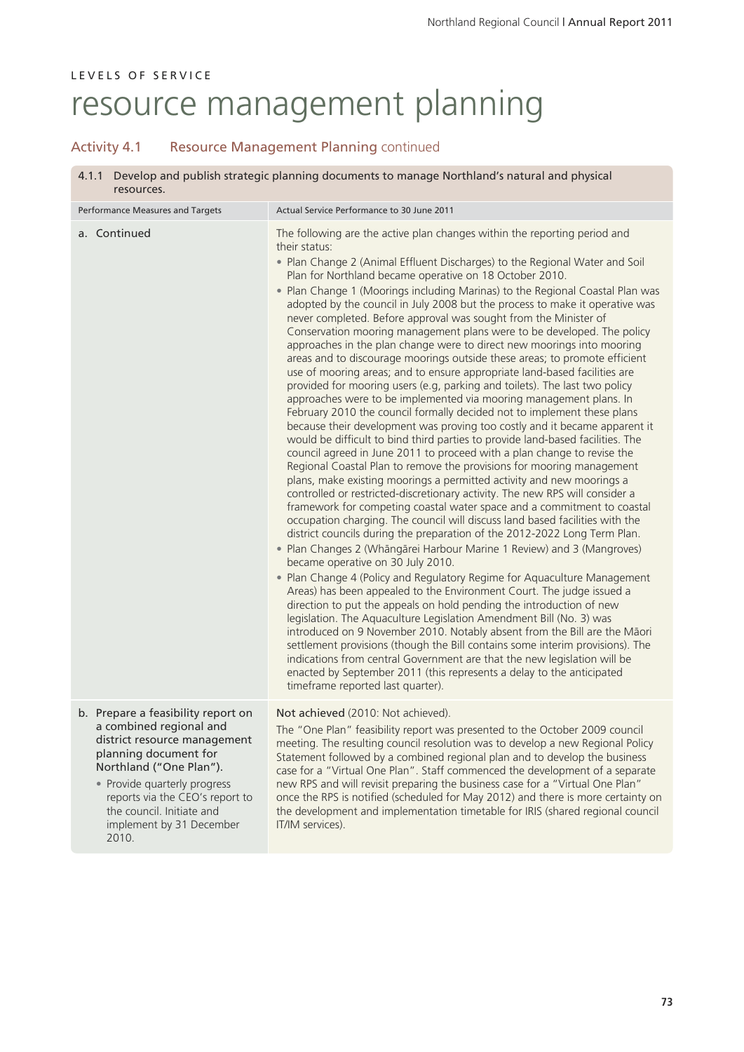LEVELS OF SERVICE

# resource management planning

## Activity 4.1 Resource Management Planning continued

| 4.1.1 Develop and publish strategic planning documents to manage Northland's natural and physical resources. | |
|---|---|
| Performance Measures and Targets | Actual Service Performance to 30 June 2011 |
| a. Continued | The following are the active plan changes within the reporting period and their status:<br>• Plan Change 2 (Animal Effluent Discharges) to the Regional Water and Soil Plan for Northland became operative on 18 October 2010.<br>• Plan Change 1 (Moorings including Marinas) to the Regional Coastal Plan was adopted by the council in July 2008 but the process to make it operative was never completed. Before approval was sought from the Minister of Conservation mooring management plans were to be developed. The policy approaches in the plan change were to direct new moorings into mooring areas and to discourage moorings outside these areas; to promote efficient use of mooring areas; and to ensure appropriate land-based facilities are provided for mooring users (e.g, parking and toilets). The last two policy approaches were to be implemented via mooring management plans. In February 2010 the council formally decided not to implement these plans because their development was proving too costly and it became apparent it would be difficult to bind third parties to provide land-based facilities. The council agreed in June 2011 to proceed with a plan change to revise the Regional Coastal Plan to remove the provisions for mooring management plans, make existing moorings a permitted activity and new moorings a controlled or restricted-discretionary activity. The new RPS will consider a framework for competing coastal water space and a commitment to coastal occupation charging. The council will discuss land based facilities with the district councils during the preparation of the 2012-2022 Long Term Plan.<br>• Plan Changes 2 (Whāngārei Harbour Marine 1 Review) and 3 (Mangroves) became operative on 30 July 2010.<br>• Plan Change 4 (Policy and Regulatory Regime for Aquaculture Management Areas) has been appealed to the Environment Court. The judge issued a direction to put the appeals on hold pending the introduction of new legislation. The Aquaculture Legislation Amendment Bill (No. 3) was introduced on 9 November 2010. Notably absent from the Bill are the Māori settlement provisions (though the Bill contains some interim provisions). The indications from central Government are that the new legislation will be enacted by September 2011 (this represents a delay to the anticipated timeframe reported last quarter). |
| b. Prepare a feasibility report on a combined regional and district resource management planning document for Northland ("One Plan").<br>• Provide quarterly progress reports via the CEO's report to the council. Initiate and implement by 31 December 2010. | Not achieved (2010: Not achieved).<br>The "One Plan" feasibility report was presented to the October 2009 council meeting. The resulting council resolution was to develop a new Regional Policy Statement followed by a combined regional plan and to develop the business case for a "Virtual One Plan". Staff commenced the development of a separate new RPS and will revisit preparing the business case for a "Virtual One Plan" once the RPS is notified (scheduled for May 2012) and there is more certainty on the development and implementation timetable for IRIS (shared regional council IT/IM services). |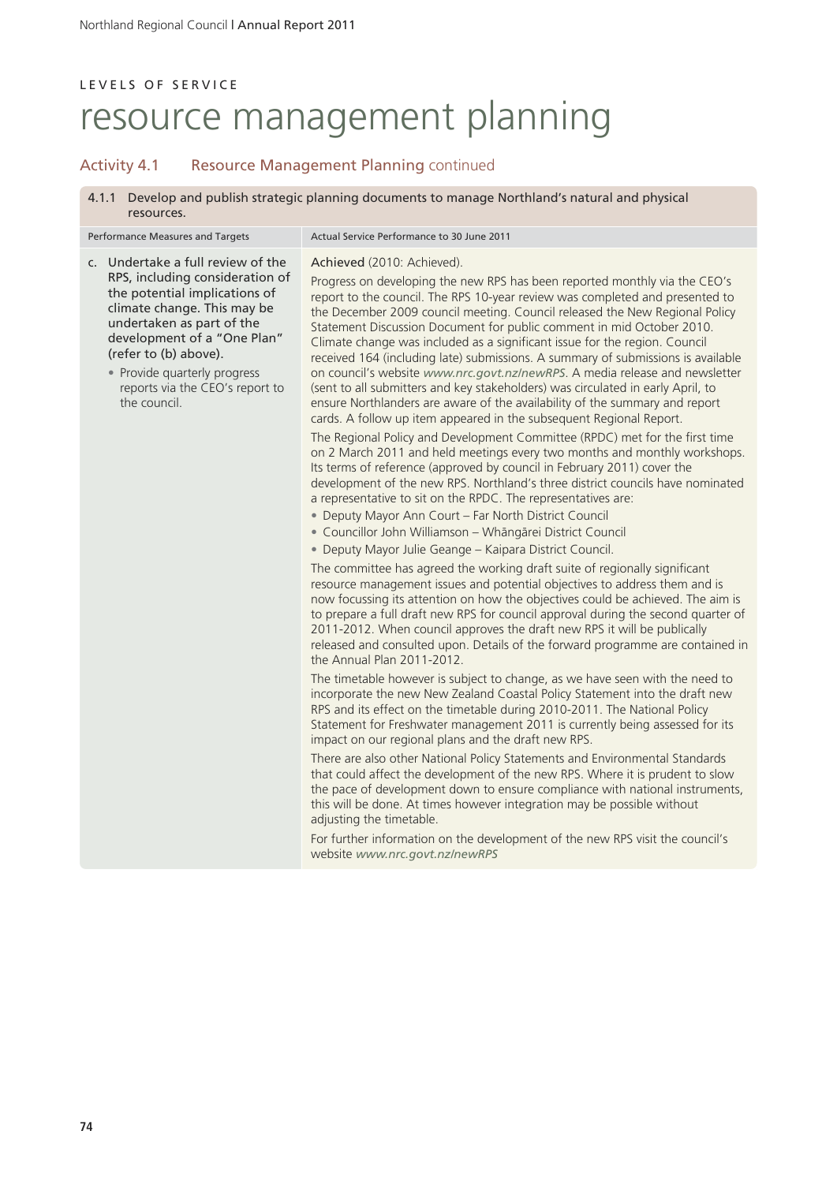LEVELS OF SERVICE

# resource management planning

## Activity 4.1 Resource Management Planning continued

| 4.1.1 Develop and publish strategic planning documents to manage Northland's natural and physical resources. | |
|---|---|
| Performance Measures and Targets | Actual Service Performance to 30 June 2011 |
| c. Undertake a full review of the RPS, including consideration of the potential implications of climate change. This may be undertaken as part of the development of a "One Plan" (refer to (b) above).<br>• Provide quarterly progress reports via the CEO's report to the council. | Achieved (2010: Achieved).<br><br>Progress on developing the new RPS has been reported monthly via the CEO's report to the council. The RPS 10-year review was completed and presented to the December 2009 council meeting. Council released the New Regional Policy Statement Discussion Document for public comment in mid October 2010. Climate change was included as a significant issue for the region. Council received 164 (including late) submissions. A summary of submissions is available on council's website *www.nrc.govt.nz/newRPS*. A media release and newsletter (sent to all submitters and key stakeholders) was circulated in early April, to ensure Northlanders are aware of the availability of the summary and report cards. A follow up item appeared in the subsequent Regional Report.<br><br>The Regional Policy and Development Committee (RPDC) met for the first time on 2 March 2011 and held meetings every two months and monthly workshops. Its terms of reference (approved by council in February 2011) cover the development of the new RPS. Northland's three district councils have nominated a representative to sit on the RPDC. The representatives are:<br>• Deputy Mayor Ann Court – Far North District Council<br>• Councillor John Williamson – Whāngārei District Council<br>• Deputy Mayor Julie Geange – Kaipara District Council.<br><br>The committee has agreed the working draft suite of regionally significant resource management issues and potential objectives to address them and is now focussing its attention on how the objectives could be achieved. The aim is to prepare a full draft new RPS for council approval during the second quarter of 2011-2012. When council approves the draft new RPS it will be publically released and consulted upon. Details of the forward programme are contained in the Annual Plan 2011-2012.<br><br>The timetable however is subject to change, as we have seen with the need to incorporate the new New Zealand Coastal Policy Statement into the draft new RPS and its effect on the timetable during 2010-2011. The National Policy Statement for Freshwater management 2011 is currently being assessed for its impact on our regional plans and the draft new RPS.<br><br>There are also other National Policy Statements and Environmental Standards that could affect the development of the new RPS. Where it is prudent to slow the pace of development down to ensure compliance with national instruments, this will be done. At times however integration may be possible without adjusting the timetable.<br><br>For further information on the development of the new RPS visit the council's website *www.nrc.govt.nz/newRPS* |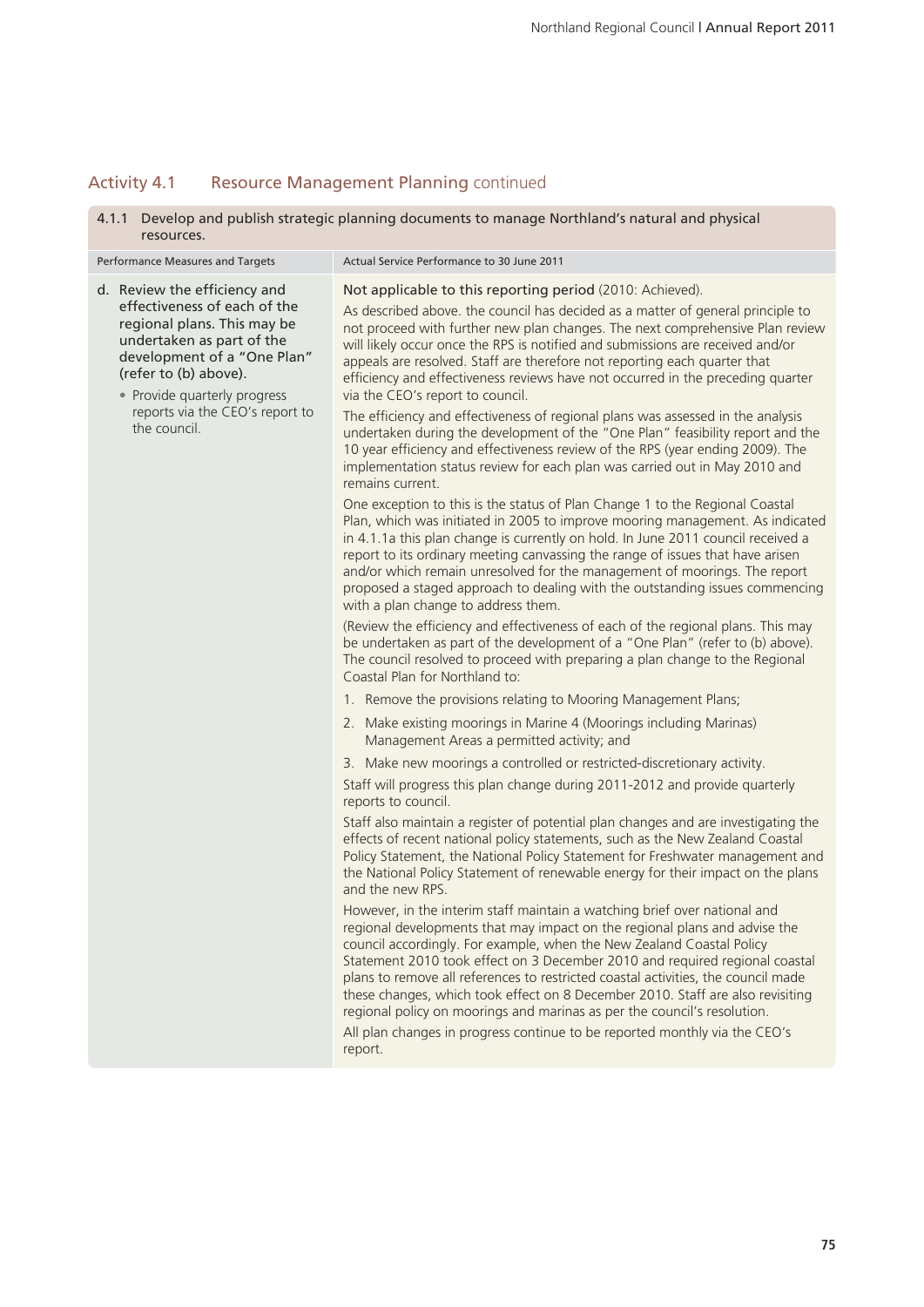## Activity 4.1 Resource Management Planning continued

| 4.1.1 Develop and publish strategic planning documents to manage Northland's natural and physical resources. | |
|---|---|
| Performance Measures and Targets | Actual Service Performance to 30 June 2011 |
| d. Review the efficiency and effectiveness of each of the regional plans. This may be undertaken as part of the development of a "One Plan" (refer to (b) above).<br>• Provide quarterly progress reports via the CEO's report to the council. | Not applicable to this reporting period (2010: Achieved).<br>As described above. the council has decided as a matter of general principle to not proceed with further new plan changes. The next comprehensive Plan review will likely occur once the RPS is notified and submissions are received and/or appeals are resolved. Staff are therefore not reporting each quarter that efficiency and effectiveness reviews have not occurred in the preceding quarter via the CEO's report to council.<br>The efficiency and effectiveness of regional plans was assessed in the analysis undertaken during the development of the "One Plan" feasibility report and the 10 year efficiency and effectiveness review of the RPS (year ending 2009). The implementation status review for each plan was carried out in May 2010 and remains current.<br>One exception to this is the status of Plan Change 1 to the Regional Coastal Plan, which was initiated in 2005 to improve mooring management. As indicated in 4.1.1a this plan change is currently on hold. In June 2011 council received a report to its ordinary meeting canvassing the range of issues that have arisen and/or which remain unresolved for the management of moorings. The report proposed a staged approach to dealing with the outstanding issues commencing with a plan change to address them.<br>(Review the efficiency and effectiveness of each of the regional plans. This may be undertaken as part of the development of a "One Plan" (refer to (b) above). The council resolved to proceed with preparing a plan change to the Regional Coastal Plan for Northland to:<br>1. Remove the provisions relating to Mooring Management Plans;<br>2. Make existing moorings in Marine 4 (Moorings including Marinas) Management Areas a permitted activity; and<br>3. Make new moorings a controlled or restricted-discretionary activity.<br>Staff will progress this plan change during 2011-2012 and provide quarterly reports to council.<br>Staff also maintain a register of potential plan changes and are investigating the effects of recent national policy statements, such as the New Zealand Coastal Policy Statement, the National Policy Statement for Freshwater management and the National Policy Statement of renewable energy for their impact on the plans and the new RPS.<br>However, in the interim staff maintain a watching brief over national and regional developments that may impact on the regional plans and advise the council accordingly. For example, when the New Zealand Coastal Policy Statement 2010 took effect on 3 December 2010 and required regional coastal plans to remove all references to restricted coastal activities, the council made these changes, which took effect on 8 December 2010. Staff are also revisiting regional policy on moorings and marinas as per the council's resolution.<br>All plan changes in progress continue to be reported monthly via the CEO's report. |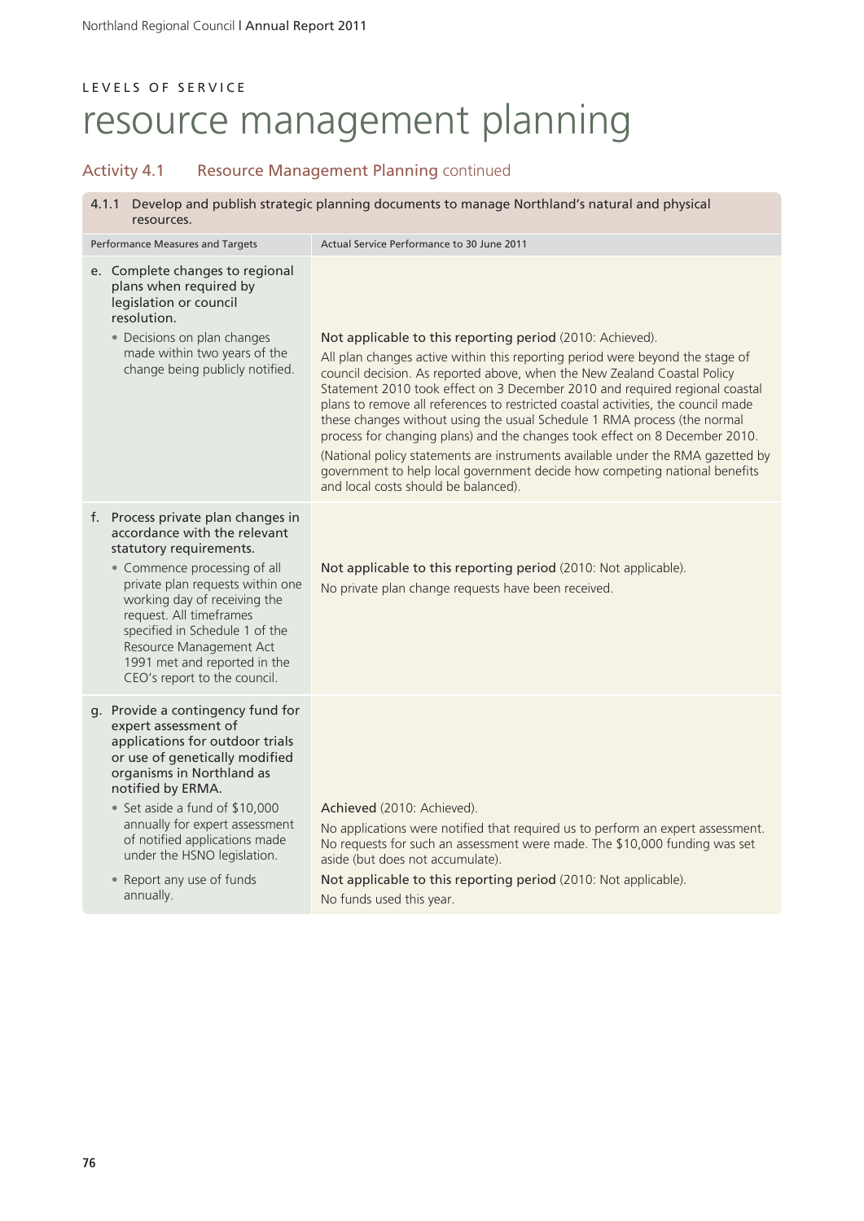LEVELS OF SERVICE

# resource management planning

## Activity 4.1 Resource Management Planning continued

| 4.1.1 Develop and publish strategic planning documents to manage Northland's natural and physical resources. | |
|---|---|
| Performance Measures and Targets | Actual Service Performance to 30 June 2011 |
| e. Complete changes to regional plans when required by legislation or council resolution.<br>• Decisions on plan changes made within two years of the change being publicly notified. | Not applicable to this reporting period (2010: Achieved).<br>All plan changes active within this reporting period were beyond the stage of council decision. As reported above, when the New Zealand Coastal Policy Statement 2010 took effect on 3 December 2010 and required regional coastal plans to remove all references to restricted coastal activities, the council made these changes without using the usual Schedule 1 RMA process (the normal process for changing plans) and the changes took effect on 8 December 2010.<br>(National policy statements are instruments available under the RMA gazetted by government to help local government decide how competing national benefits and local costs should be balanced). |
| f. Process private plan changes in accordance with the relevant statutory requirements.<br>• Commence processing of all private plan requests within one working day of receiving the request. All timeframes specified in Schedule 1 of the Resource Management Act 1991 met and reported in the CEO's report to the council. | Not applicable to this reporting period (2010: Not applicable).<br>No private plan change requests have been received. |
| g. Provide a contingency fund for expert assessment of applications for outdoor trials or use of genetically modified organisms in Northland as notified by ERMA.<br>• Set aside a fund of $10,000 annually for expert assessment of notified applications made under the HSNO legislation.<br>• Report any use of funds annually. | Achieved (2010: Achieved).<br>No applications were notified that required us to perform an expert assessment. No requests for such an assessment were made. The $10,000 funding was set aside (but does not accumulate).<br>Not applicable to this reporting period (2010: Not applicable).<br>No funds used this year. |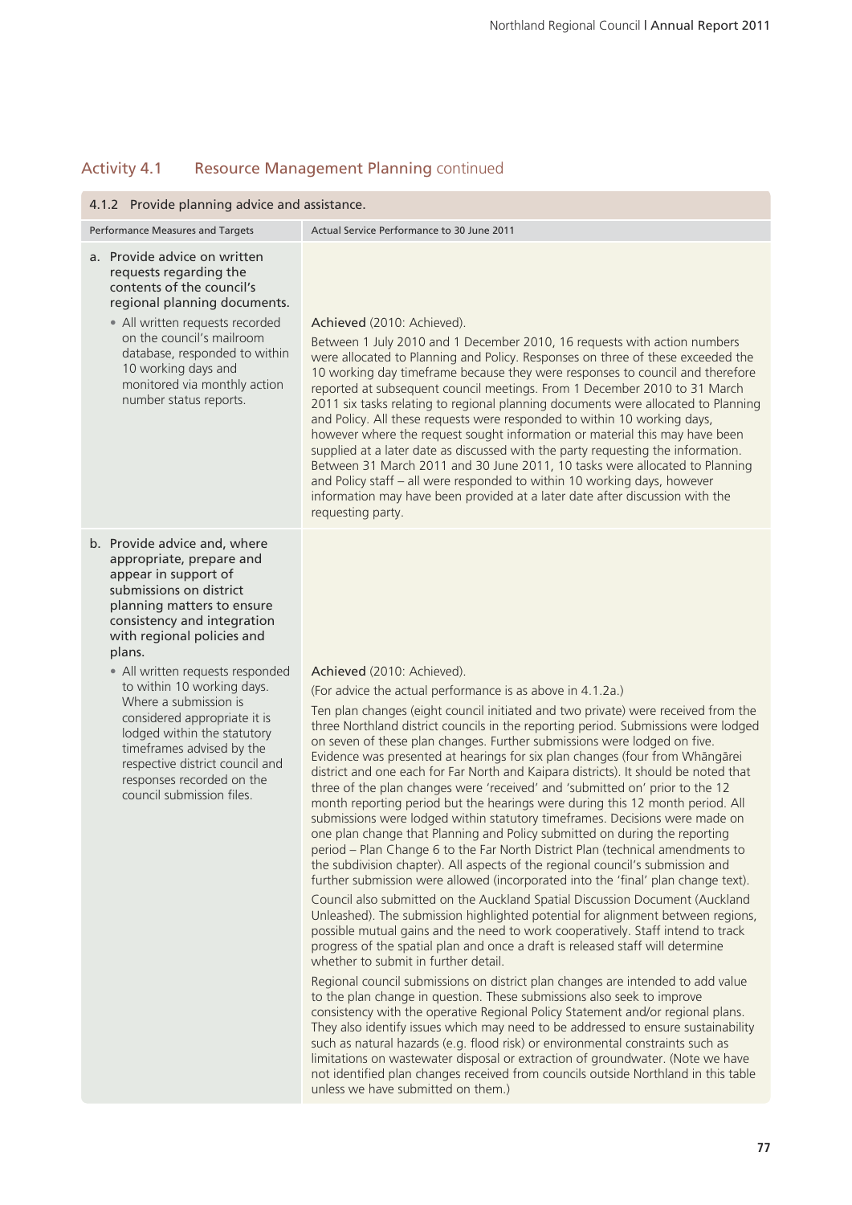## Activity 4.1 Resource Management Planning continued

| 4.1.2 Provide planning advice and assistance. | |
|---|---|
| **Performance Measures and Targets** | **Actual Service Performance to 30 June 2011** |
| a. Provide advice on written requests regarding the contents of the council's regional planning documents.<br>• All written requests recorded on the council's mailroom database, responded to within 10 working days and monitored via monthly action number status reports. | Achieved (2010: Achieved).<br>Between 1 July 2010 and 1 December 2010, 16 requests with action numbers were allocated to Planning and Policy. Responses on three of these exceeded the 10 working day timeframe because they were responses to council and therefore reported at subsequent council meetings. From 1 December 2010 to 31 March 2011 six tasks relating to regional planning documents were allocated to Planning and Policy. All these requests were responded to within 10 working days, however where the request sought information or material this may have been supplied at a later date as discussed with the party requesting the information. Between 31 March 2011 and 30 June 2011, 10 tasks were allocated to Planning and Policy staff – all were responded to within 10 working days, however information may have been provided at a later date after discussion with the requesting party. |
| b. Provide advice and, where appropriate, prepare and appear in support of submissions on district planning matters to ensure consistency and integration with regional policies and plans.<br>• All written requests responded to within 10 working days. Where a submission is considered appropriate it is lodged within the statutory timeframes advised by the respective district council and responses recorded on the council submission files. | Achieved (2010: Achieved).<br>(For advice the actual performance is as above in 4.1.2a.)<br>Ten plan changes (eight council initiated and two private) were received from the three Northland district councils in the reporting period. Submissions were lodged on seven of these plan changes. Further submissions were lodged on five. Evidence was presented at hearings for six plan changes (four from Whāngārei district and one each for Far North and Kaipara districts). It should be noted that three of the plan changes were 'received' and 'submitted on' prior to the 12 month reporting period but the hearings were during this 12 month period. All submissions were lodged within statutory timeframes. Decisions were made on one plan change that Planning and Policy submitted on during the reporting period – Plan Change 6 to the Far North District Plan (technical amendments to the subdivision chapter). All aspects of the regional council's submission and further submission were allowed (incorporated into the 'final' plan change text).<br>Council also submitted on the Auckland Spatial Discussion Document (Auckland Unleashed). The submission highlighted potential for alignment between regions, possible mutual gains and the need to work cooperatively. Staff intend to track progress of the spatial plan and once a draft is released staff will determine whether to submit in further detail.<br>Regional council submissions on district plan changes are intended to add value to the plan change in question. These submissions also seek to improve consistency with the operative Regional Policy Statement and/or regional plans. They also identify issues which may need to be addressed to ensure sustainability such as natural hazards (e.g. flood risk) or environmental constraints such as limitations on wastewater disposal or extraction of groundwater. (Note we have not identified plan changes received from councils outside Northland in this table unless we have submitted on them.) |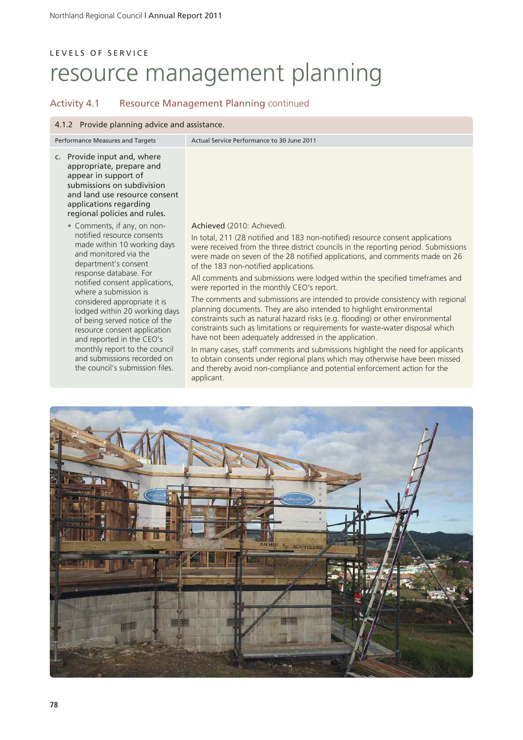LEVELS OF SERVICE

# resource management planning

## Activity 4.1 Resource Management Planning continued

| 4.1.2 Provide planning advice and assistance. | |
|---|---|
| Performance Measures and Targets | Actual Service Performance to 30 June 2011 |
| c. Provide input and, where appropriate, prepare and appear in support of submissions on subdivision and land use resource consent applications regarding regional policies and rules.<br><br>• Comments, if any, on non-notified resource consents made within 10 working days and monitored via the department's consent response database. For notified consent applications, where a submission is considered appropriate it is lodged within 20 working days of being served notice of the resource consent application and reported in the CEO's monthly report to the council and submissions recorded on the council's submission files. | Achieved (2010: Achieved).<br><br>In total, 211 (28 notified and 183 non-notified) resource consent applications were received from the three district councils in the reporting period. Submissions were made on seven of the 28 notified applications, and comments made on 26 of the 183 non-notified applications.<br><br>All comments and submissions were lodged within the specified timeframes and were reported in the monthly CEO's report.<br><br>The comments and submissions are intended to provide consistency with regional planning documents. They are also intended to highlight environmental constraints such as natural hazard risks (e.g. flooding) or other environmental constraints such as limitations or requirements for waste-water disposal which have not been adequately addressed in the application.<br><br>In many cases, staff comments and submissions highlight the need for applicants to obtain consents under regional plans which may otherwise have been missed and thereby avoid non-compliance and potential enforcement action for the applicant. |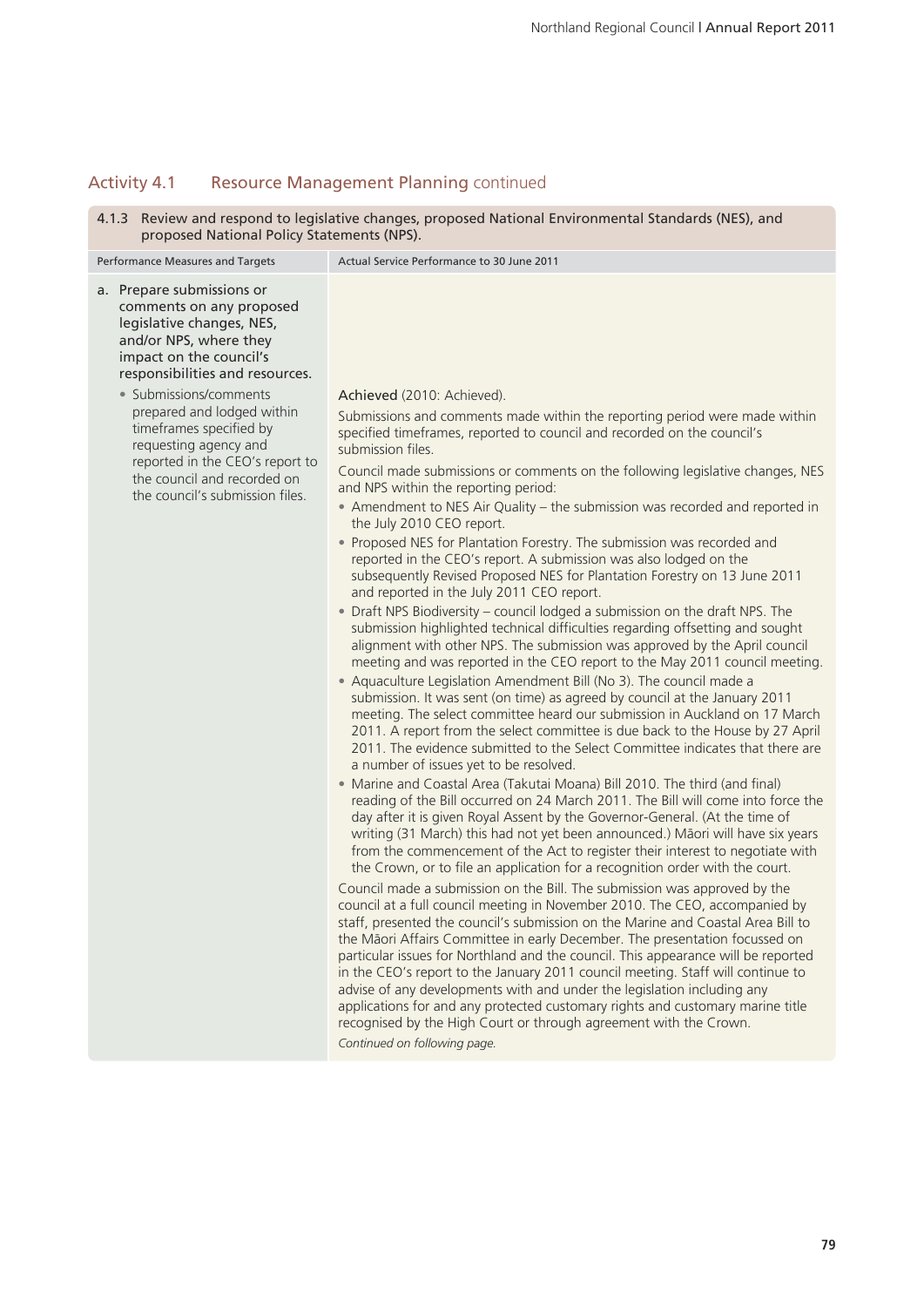## Activity 4.1 Resource Management Planning continued

### 4.1.3 Review and respond to legislative changes, proposed National Environmental Standards (NES), and proposed National Policy Statements (NPS).

| Performance Measures and Targets | Actual Service Performance to 30 June 2011 |
|---|---|
| a. Prepare submissions or comments on any proposed legislative changes, NES, and/or NPS, where they impact on the council's responsibilities and resources.<br><br>• Submissions/comments prepared and lodged within timeframes specified by requesting agency and reported in the CEO's report to the council and recorded on the council's submission files. | Achieved (2010: Achieved).<br><br>Submissions and comments made within the reporting period were made within specified timeframes, reported to council and recorded on the council's submission files.<br><br>Council made submissions or comments on the following legislative changes, NES and NPS within the reporting period:<br><br>• Amendment to NES Air Quality – the submission was recorded and reported in the July 2010 CEO report.<br>• Proposed NES for Plantation Forestry. The submission was recorded and reported in the CEO's report. A submission was also lodged on the subsequently Revised Proposed NES for Plantation Forestry on 13 June 2011 and reported in the July 2011 CEO report.<br>• Draft NPS Biodiversity – council lodged a submission on the draft NPS. The submission highlighted technical difficulties regarding offsetting and sought alignment with other NPS. The submission was approved by the April council meeting and was reported in the CEO report to the May 2011 council meeting.<br>• Aquaculture Legislation Amendment Bill (No 3). The council made a submission. It was sent (on time) as agreed by council at the January 2011 meeting. The select committee heard our submission in Auckland on 17 March 2011. A report from the select committee is due back to the House by 27 April 2011. The evidence submitted to the Select Committee indicates that there are a number of issues yet to be resolved.<br>• Marine and Coastal Area (Takutai Moana) Bill 2010. The third (and final) reading of the Bill occurred on 24 March 2011. The Bill will come into force the day after it is given Royal Assent by the Governor-General. (At the time of writing (31 March) this had not yet been announced.) Māori will have six years from the commencement of the Act to register their interest to negotiate with the Crown, or to file an application for a recognition order with the court.<br><br>Council made a submission on the Bill. The submission was approved by the council at a full council meeting in November 2010. The CEO, accompanied by staff, presented the council's submission on the Marine and Coastal Area Bill to the Māori Affairs Committee in early December. The presentation focussed on particular issues for Northland and the council. This appearance will be reported in the CEO's report to the January 2011 council meeting. Staff will continue to advise of any developments with and under the legislation including any applications for and any protected customary rights and customary marine title recognised by the High Court or through agreement with the Crown.<br><br>*Continued on following page.* |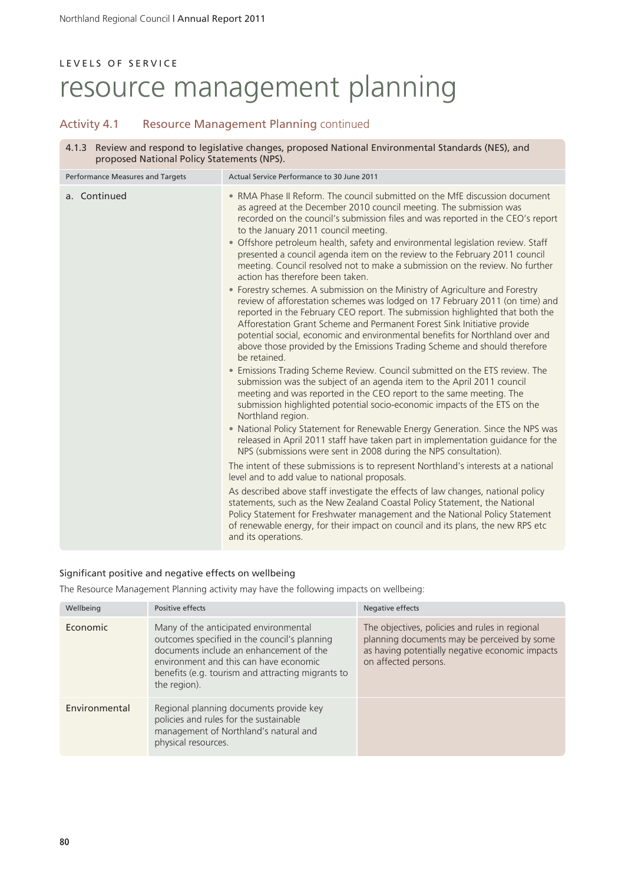LEVELS OF SERVICE

# resource management planning

## Activity 4.1 Resource Management Planning continued

| 4.1.3 Review and respond to legislative changes, proposed National Environmental Standards (NES), and proposed National Policy Statements (NPS). | |
|---|---|
| **Performance Measures and Targets** | **Actual Service Performance to 30 June 2011** |
| a. Continued | • RMA Phase II Reform. The council submitted on the MfE discussion document as agreed at the December 2010 council meeting. The submission was recorded on the council's submission files and was reported in the CEO's report to the January 2011 council meeting.<br>• Offshore petroleum health, safety and environmental legislation review. Staff presented a council agenda item on the review to the February 2011 council meeting. Council resolved not to make a submission on the review. No further action has therefore been taken.<br>• Forestry schemes. A submission on the Ministry of Agriculture and Forestry review of afforestation schemes was lodged on 17 February 2011 (on time) and reported in the February CEO report. The submission highlighted that both the Afforestation Grant Scheme and Permanent Forest Sink Initiative provide potential social, economic and environmental benefits for Northland over and above those provided by the Emissions Trading Scheme and should therefore be retained.<br>• Emissions Trading Scheme Review. Council submitted on the ETS review. The submission was the subject of an agenda item to the April 2011 council meeting and was reported in the CEO report to the same meeting. The submission highlighted potential socio-economic impacts of the ETS on the Northland region.<br>• National Policy Statement for Renewable Energy Generation. Since the NPS was released in April 2011 staff have taken part in implementation guidance for the NPS (submissions were sent in 2008 during the NPS consultation).<br>The intent of these submissions is to represent Northland's interests at a national level and to add value to national proposals.<br>As described above staff investigate the effects of law changes, national policy statements, such as the New Zealand Coastal Policy Statement, the National Policy Statement for Freshwater management and the National Policy Statement of renewable energy, for their impact on council and its plans, the new RPS etc and its operations. |

### Significant positive and negative effects on wellbeing

The Resource Management Planning activity may have the following impacts on wellbeing:

| Wellbeing | Positive effects | Negative effects |
|---|---|---|
| Economic | Many of the anticipated environmental outcomes specified in the council's planning documents include an enhancement of the environment and this can have economic benefits (e.g. tourism and attracting migrants to the region). | The objectives, policies and rules in regional planning documents may be perceived by some as having potentially negative economic impacts on affected persons. |
| Environmental | Regional planning documents provide key policies and rules for the sustainable management of Northland's natural and physical resources. | |